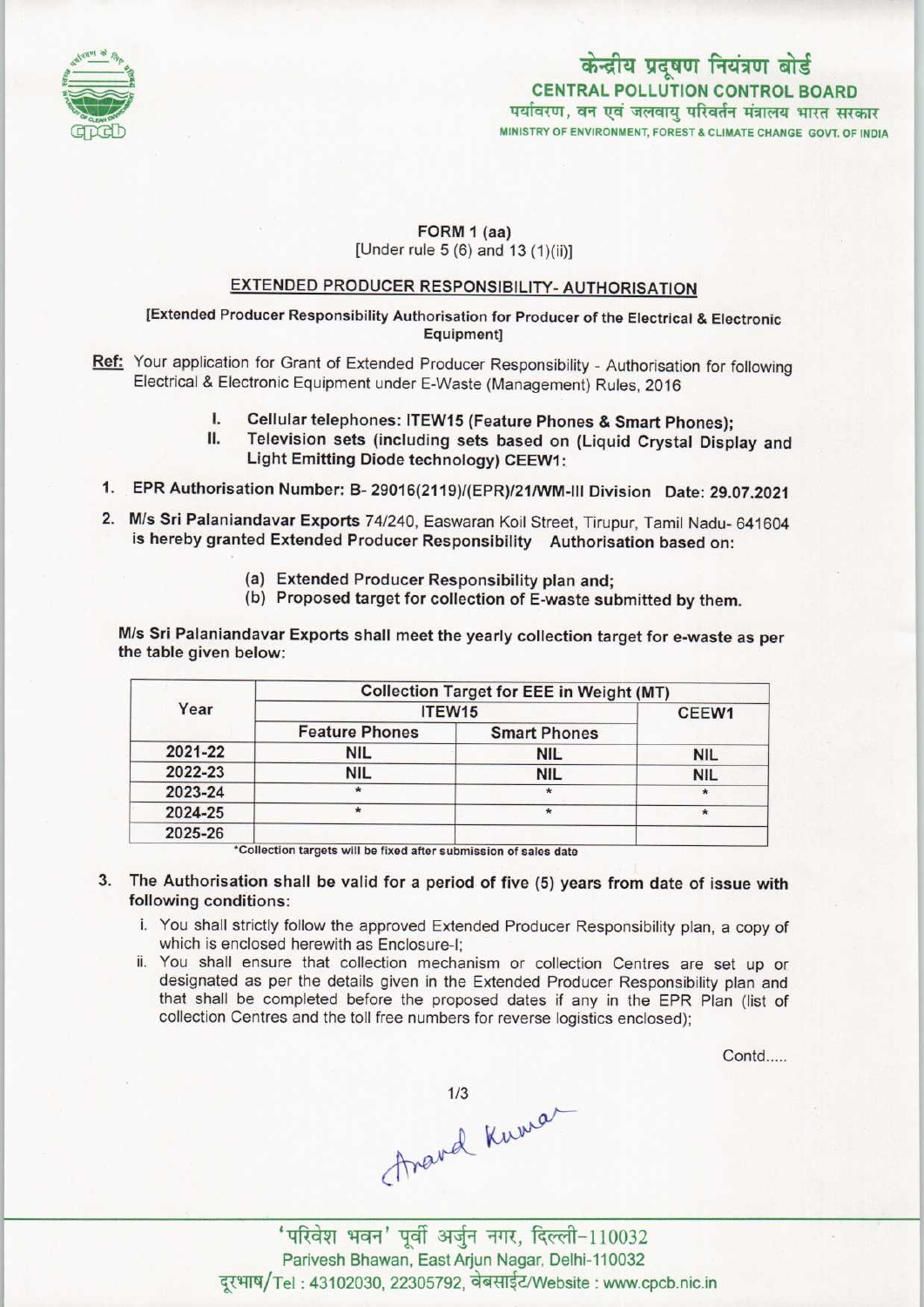केन्द्रीय प्रदूषण नियंत्रण बोर्ड
CENTRAL POLLUTION CONTROL BOARD
पर्यावरण, वन एवं जलवायु परिवर्तन मंत्रालय भारत सरकार
MINISTRY OF ENVIRONMENT, FOREST & CLIMATE CHANGE GOVT. OF INDIA

**FORM 1 (aa)**
[Under rule 5 (6) and 13 (1)(ii)]

## EXTENDED PRODUCER RESPONSIBILITY- AUTHORISATION

**[Extended Producer Responsibility Authorisation for Producer of the Electrical & Electronic Equipment]**

**Ref:** Your application for Grant of Extended Producer Responsibility - Authorisation for following Electrical & Electronic Equipment under E-Waste (Management) Rules, 2016

I. **Cellular telephones: ITEW15 (Feature Phones & Smart Phones);**
II. **Television sets (including sets based on (Liquid Crystal Display and Light Emitting Diode technology) CEEW1:**

1. **EPR Authorisation Number: B- 29016(2119)/(EPR)/21/WM-III Division Date: 29.07.2021**
2. **M/s Sri Palaniandavar Exports** 74/240, Easwaran Koil Street, Tirupur, Tamil Nadu- 641604 is hereby granted **Extended Producer Responsibility Authorisation based on:**
   (a) **Extended Producer Responsibility plan and;**
   (b) **Proposed target for collection of E-waste submitted by them.**

**M/s Sri Palaniandavar Exports shall meet the yearly collection target for e-waste as per the table given below:**

| Year | Collection Target for EEE in Weight (MT) | | |
|---|---|---|---|
| | ITEW15 | | CEEW1 |
| | Feature Phones | Smart Phones | |
| 2021-22 | NIL | NIL | NIL |
| 2022-23 | NIL | NIL | NIL |
| 2023-24 | * | * | * |
| 2024-25 | * | * | * |
| 2025-26 | | | |

*Collection targets will be fixed after submission of sales data

3. **The Authorisation shall be valid for a period of five (5) years from date of issue with following conditions:**
   i. You shall strictly follow the approved Extended Producer Responsibility plan, a copy of which is enclosed herewith as Enclosure-I;
   ii. You shall ensure that collection mechanism or collection Centres are set up or designated as per the details given in the Extended Producer Responsibility plan and that shall be completed before the proposed dates if any in the EPR Plan (list of collection Centres and the toll free numbers for reverse logistics enclosed);

Contd.....

Anand Kumar

'परिवेश भवन' पूर्वी अर्जुन नगर, दिल्ली-110032
Parivesh Bhawan, East Arjun Nagar, Delhi-110032
दूरभाष/Tel : 43102030, 22305792, वेबसाईट/Website : www.cpcb.nic.in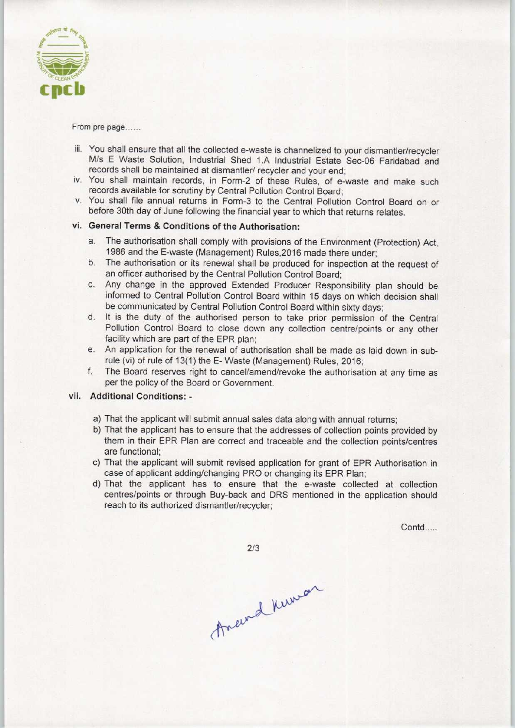From pre page......

iii. You shall ensure that all the collected e-waste is channelized to your dismantler/recycler M/s E Waste Solution, Industrial Shed 1.A Industrial Estate Sec-06 Faridabad and records shall be maintained at dismantler/ recycler and your end;

iv. You shall maintain records, in Form-2 of these Rules, of e-waste and make such records available for scrutiny by Central Pollution Control Board;

v. You shall file annual returns in Form-3 to the Central Pollution Control Board on or before 30th day of June following the financial year to which that returns relates.

**vi. General Terms & Conditions of the Authorisation:**

a. The authorisation shall comply with provisions of the Environment (Protection) Act, 1986 and the E-waste (Management) Rules,2016 made there under;

b. The authorisation or its renewal shall be produced for inspection at the request of an officer authorised by the Central Pollution Control Board;

c. Any change in the approved Extended Producer Responsibility plan should be informed to Central Pollution Control Board within 15 days on which decision shall be communicated by Central Pollution Control Board within sixty days;

d. It is the duty of the authorised person to take prior permission of the Central Pollution Control Board to close down any collection centre/points or any other facility which are part of the EPR plan;

e. An application for the renewal of authorisation shall be made as laid down in sub-rule (vi) of rule of 13(1) the E- Waste (Management) Rules, 2016;

f. The Board reserves right to cancel/amend/revoke the authorisation at any time as per the policy of the Board or Government.

**vii. Additional Conditions: -**

a) That the applicant will submit annual sales data along with annual returns;

b) That the applicant has to ensure that the addresses of collection points provided by them in their EPR Plan are correct and traceable and the collection points/centres are functional;

c) That the applicant will submit revised application for grant of EPR Authorisation in case of applicant adding/changing PRO or changing its EPR Plan;

d) That the applicant has to ensure that the e-waste collected at collection centres/points or through Buy-back and DRS mentioned in the application should reach to its authorized dismantler/recycler;

Contd.....

Anand Kumar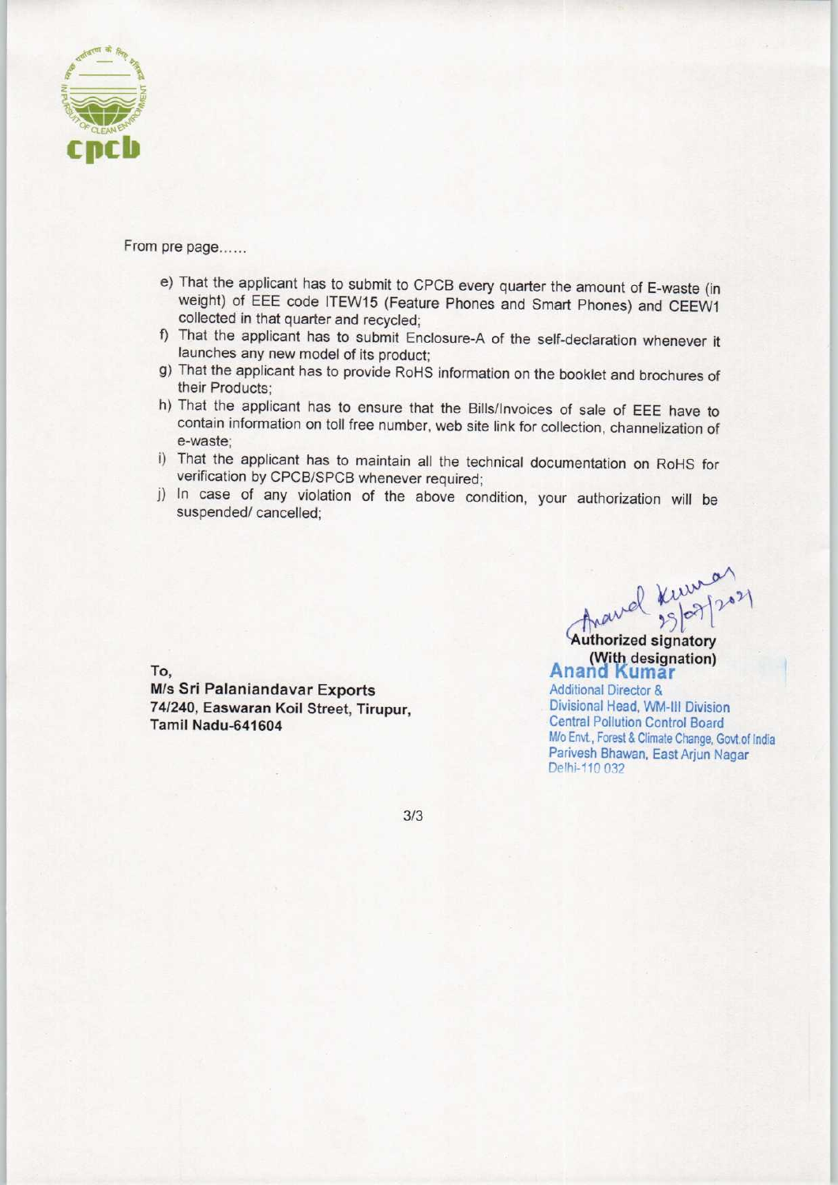From pre page......

e) That the applicant has to submit to CPCB every quarter the amount of E-waste (in weight) of EEE code ITEW15 (Feature Phones and Smart Phones) and CEEW1 collected in that quarter and recycled;
f) That the applicant has to submit Enclosure-A of the self-declaration whenever it launches any new model of its product;
g) That the applicant has to provide RoHS information on the booklet and brochures of their Products;
h) That the applicant has to ensure that the Bills/Invoices of sale of EEE have to contain information on toll free number, web site link for collection, channelization of e-waste;
i) That the applicant has to maintain all the technical documentation on RoHS for verification by CPCB/SPCB whenever required;
j) In case of any violation of the above condition, your authorization will be suspended/ cancelled;

Anand Kumar 25/07/2021

**Authorized signatory**
**(With designation)**

**Anand Kumar**
Additional Director &
Divisional Head, WM-III Division
Central Pollution Control Board
M/o Envt., Forest & Climate Change, Govt.of India
Parivesh Bhawan, East Arjun Nagar
Delhi-110 032

To,
**M/s Sri Palaniandavar Exports**
**74/240, Easwaran Koil Street, Tirupur,**
**Tamil Nadu-641604**